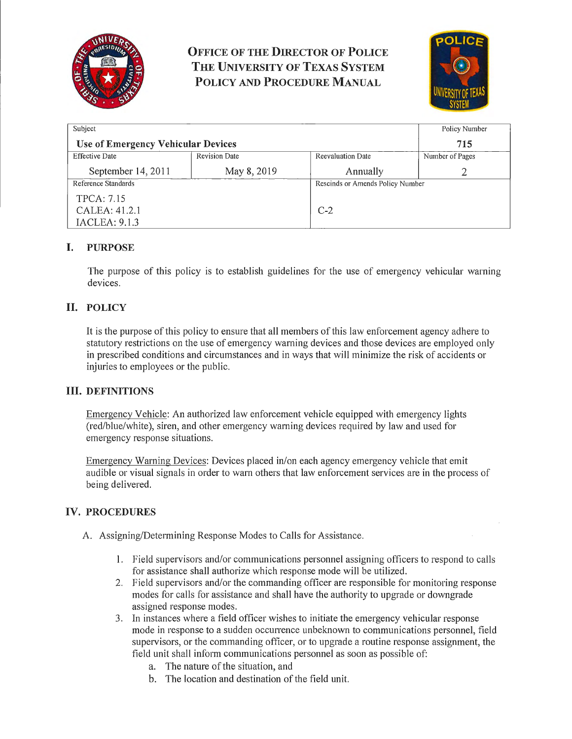# OFFICE OF THE DIRECTOR OF POLICE
# THE UNIVERSITY OF TEXAS SYSTEM
# POLICY AND PROCEDURE MANUAL

| Subject | | | Policy Number |
|---|---|---|---|
| **Use of Emergency Vehicular Devices** | | | **715** |
| Effective Date | Revision Date | Reevaluation Date | Number of Pages |
| September 14, 2011 | May 8, 2019 | Annually | 2 |
| Reference Standards | | Rescinds or Amends Policy Number | |
| TPCA: 7.15<br>CALEA: 41.2.1<br>IACLEA: 9.1.3 | | C-2 | |

## I. PURPOSE

The purpose of this policy is to establish guidelines for the use of emergency vehicular warning devices.

## II. POLICY

It is the purpose of this policy to ensure that all members of this law enforcement agency adhere to statutory restrictions on the use of emergency warning devices and those devices are employed only in prescribed conditions and circumstances and in ways that will minimize the risk of accidents or injuries to employees or the public.

## III. DEFINITIONS

Emergency Vehicle: An authorized law enforcement vehicle equipped with emergency lights (red/blue/white), siren, and other emergency warning devices required by law and used for emergency response situations.

Emergency Warning Devices: Devices placed in/on each agency emergency vehicle that emit audible or visual signals in order to warn others that law enforcement services are in the process of being delivered.

## IV. PROCEDURES

A. Assigning/Determining Response Modes to Calls for Assistance.

1. Field supervisors and/or communications personnel assigning officers to respond to calls for assistance shall authorize which response mode will be utilized.
2. Field supervisors and/or the commanding officer are responsible for monitoring response modes for calls for assistance and shall have the authority to upgrade or downgrade assigned response modes.
3. In instances where a field officer wishes to initiate the emergency vehicular response mode in response to a sudden occurrence unbeknown to communications personnel, field supervisors, or the commanding officer, or to upgrade a routine response assignment, the field unit shall inform communications personnel as soon as possible of:
   a. The nature of the situation, and
   b. The location and destination of the field unit.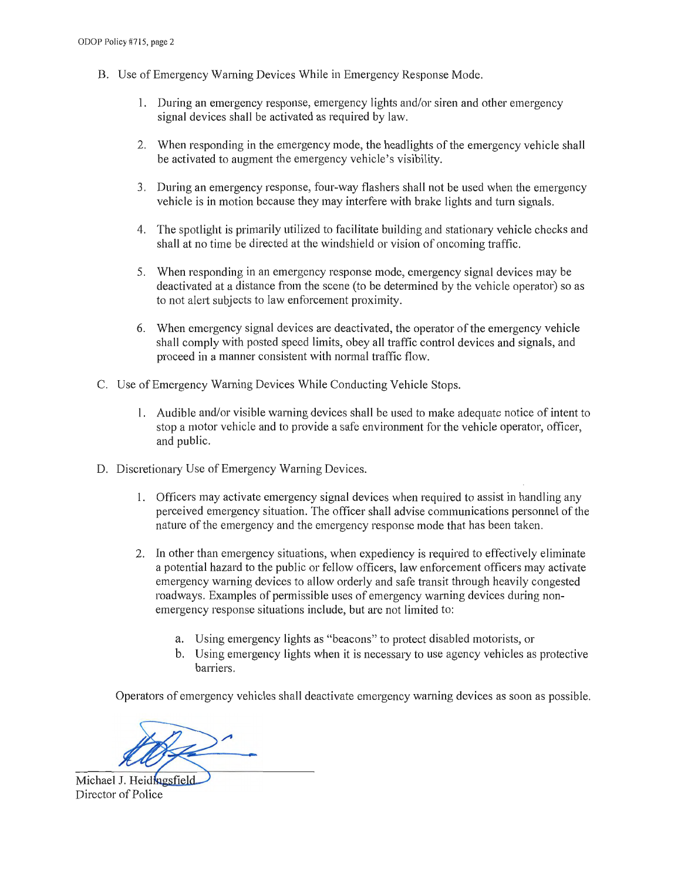B. Use of Emergency Warning Devices While in Emergency Response Mode.

1. During an emergency response, emergency lights and/or siren and other emergency signal devices shall be activated as required by law.

2. When responding in the emergency mode, the headlights of the emergency vehicle shall be activated to augment the emergency vehicle's visibility.

3. During an emergency response, four-way flashers shall not be used when the emergency vehicle is in motion because they may interfere with brake lights and turn signals.

4. The spotlight is primarily utilized to facilitate building and stationary vehicle checks and shall at no time be directed at the windshield or vision of oncoming traffic.

5. When responding in an emergency response mode, emergency signal devices may be deactivated at a distance from the scene (to be determined by the vehicle operator) so as to not alert subjects to law enforcement proximity.

6. When emergency signal devices are deactivated, the operator of the emergency vehicle shall comply with posted speed limits, obey all traffic control devices and signals, and proceed in a manner consistent with normal traffic flow.

C. Use of Emergency Warning Devices While Conducting Vehicle Stops.

1. Audible and/or visible warning devices shall be used to make adequate notice of intent to stop a motor vehicle and to provide a safe environment for the vehicle operator, officer, and public.

D. Discretionary Use of Emergency Warning Devices.

1. Officers may activate emergency signal devices when required to assist in handling any perceived emergency situation. The officer shall advise communications personnel of the nature of the emergency and the emergency response mode that has been taken.

2. In other than emergency situations, when expediency is required to effectively eliminate a potential hazard to the public or fellow officers, law enforcement officers may activate emergency warning devices to allow orderly and safe transit through heavily congested roadways. Examples of permissible uses of emergency warning devices during non-emergency response situations include, but are not limited to:

   a. Using emergency lights as "beacons" to protect disabled motorists, or
   b. Using emergency lights when it is necessary to use agency vehicles as protective barriers.

Operators of emergency vehicles shall deactivate emergency warning devices as soon as possible.

Michael J. Heidingsfield
Director of Police